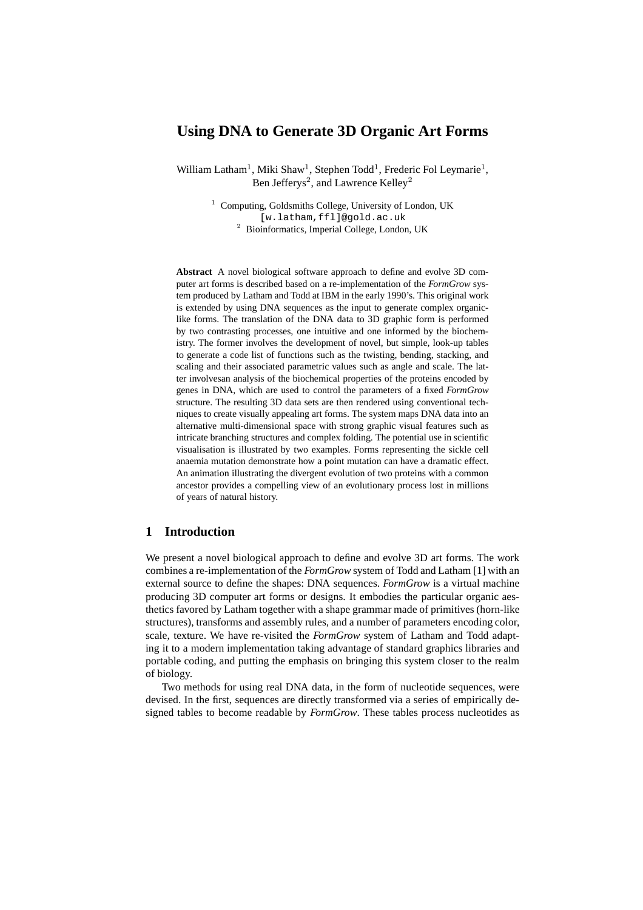# Using DNA to Generate 3D Organic Art Forms

William Latham[1], Miki Shaw[1], Stephen Todd[1], Frederic Fol Leymarie[1], Ben Jefferys[2], and Lawrence Kelley[2]

[1] Computing, Goldsmiths College, University of London, UK
[w.latham,ffl]@gold.ac.uk
[2] Bioinformatics, Imperial College, London, UK

**Abstract** A novel biological software approach to define and evolve 3D computer art forms is described based on a re-implementation of the *FormGrow* system produced by Latham and Todd at IBM in the early 1990's. This original work is extended by using DNA sequences as the input to generate complex organic-like forms. The translation of the DNA data to 3D graphic form is performed by two contrasting processes, one intuitive and one informed by the biochemistry. The former involves the development of novel, but simple, look-up tables to generate a code list of functions such as the twisting, bending, stacking, and scaling and their associated parametric values such as angle and scale. The latter involvesan analysis of the biochemical properties of the proteins encoded by genes in DNA, which are used to control the parameters of a fixed *FormGrow* structure. The resulting 3D data sets are then rendered using conventional techniques to create visually appealing art forms. The system maps DNA data into an alternative multi-dimensional space with strong graphic visual features such as intricate branching structures and complex folding. The potential use in scientific visualisation is illustrated by two examples. Forms representing the sickle cell anaemia mutation demonstrate how a point mutation can have a dramatic effect. An animation illustrating the divergent evolution of two proteins with a common ancestor provides a compelling view of an evolutionary process lost in millions of years of natural history.

## 1 Introduction

We present a novel biological approach to define and evolve 3D art forms. The work combines a re-implementation of the *FormGrow* system of Todd and Latham [1] with an external source to define the shapes: DNA sequences. *FormGrow* is a virtual machine producing 3D computer art forms or designs. It embodies the particular organic aesthetics favored by Latham together with a shape grammar made of primitives (horn-like structures), transforms and assembly rules, and a number of parameters encoding color, scale, texture. We have re-visited the *FormGrow* system of Latham and Todd adapting it to a modern implementation taking advantage of standard graphics libraries and portable coding, and putting the emphasis on bringing this system closer to the realm of biology.

Two methods for using real DNA data, in the form of nucleotide sequences, were devised. In the first, sequences are directly transformed via a series of empirically designed tables to become readable by *FormGrow*. These tables process nucleotides as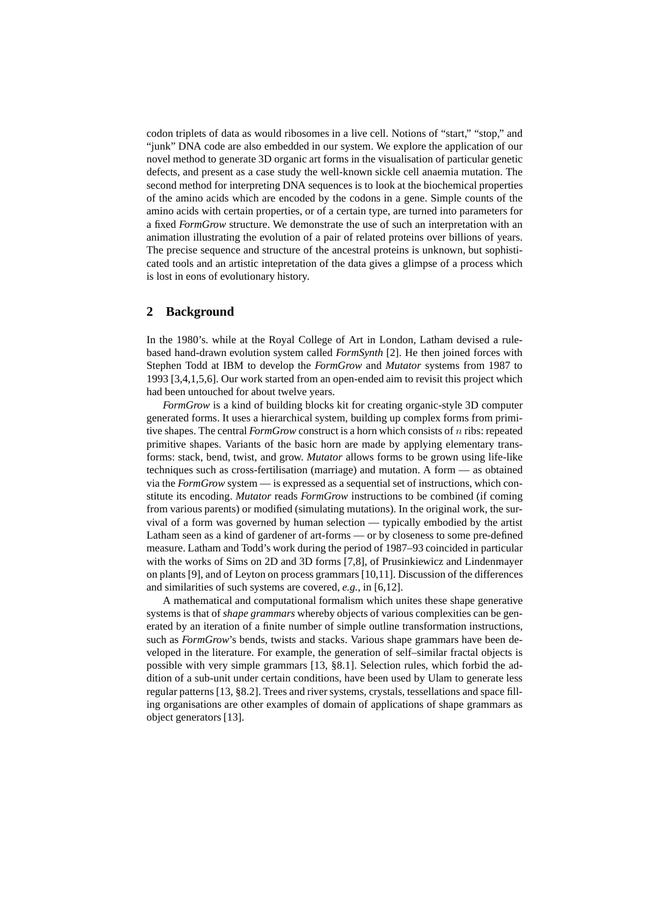codon triplets of data as would ribosomes in a live cell. Notions of "start," "stop," and "junk" DNA code are also embedded in our system. We explore the application of our novel method to generate 3D organic art forms in the visualisation of particular genetic defects, and present as a case study the well-known sickle cell anaemia mutation. The second method for interpreting DNA sequences is to look at the biochemical properties of the amino acids which are encoded by the codons in a gene. Simple counts of the amino acids with certain properties, or of a certain type, are turned into parameters for a fixed *FormGrow* structure. We demonstrate the use of such an interpretation with an animation illustrating the evolution of a pair of related proteins over billions of years. The precise sequence and structure of the ancestral proteins is unknown, but sophisticated tools and an artistic intepretation of the data gives a glimpse of a process which is lost in eons of evolutionary history.

## 2 Background

In the 1980's. while at the Royal College of Art in London, Latham devised a rule-based hand-drawn evolution system called *FormSynth* [2]. He then joined forces with Stephen Todd at IBM to develop the *FormGrow* and *Mutator* systems from 1987 to 1993 [3,4,1,5,6]. Our work started from an open-ended aim to revisit this project which had been untouched for about twelve years.

*FormGrow* is a kind of building blocks kit for creating organic-style 3D computer generated forms. It uses a hierarchical system, building up complex forms from primitive shapes. The central *FormGrow* construct is a horn which consists of $n$ ribs: repeated primitive shapes. Variants of the basic horn are made by applying elementary transforms: stack, bend, twist, and grow. *Mutator* allows forms to be grown using life-like techniques such as cross-fertilisation (marriage) and mutation. A form — as obtained via the *FormGrow* system — is expressed as a sequential set of instructions, which constitute its encoding. *Mutator* reads *FormGrow* instructions to be combined (if coming from various parents) or modified (simulating mutations). In the original work, the survival of a form was governed by human selection — typically embodied by the artist Latham seen as a kind of gardener of art-forms — or by closeness to some pre-defined measure. Latham and Todd's work during the period of 1987–93 coincided in particular with the works of Sims on 2D and 3D forms [7,8], of Prusinkiewicz and Lindenmayer on plants [9], and of Leyton on process grammars [10,11]. Discussion of the differences and similarities of such systems are covered, *e.g.*, in [6,12].

A mathematical and computational formalism which unites these shape generative systems is that of *shape grammars* whereby objects of various complexities can be generated by an iteration of a finite number of simple outline transformation instructions, such as *FormGrow*'s bends, twists and stacks. Various shape grammars have been developed in the literature. For example, the generation of self–similar fractal objects is possible with very simple grammars [13, §8.1]. Selection rules, which forbid the addition of a sub-unit under certain conditions, have been used by Ulam to generate less regular patterns [13, §8.2]. Trees and river systems, crystals, tessellations and space filling organisations are other examples of domain of applications of shape grammars as object generators [13].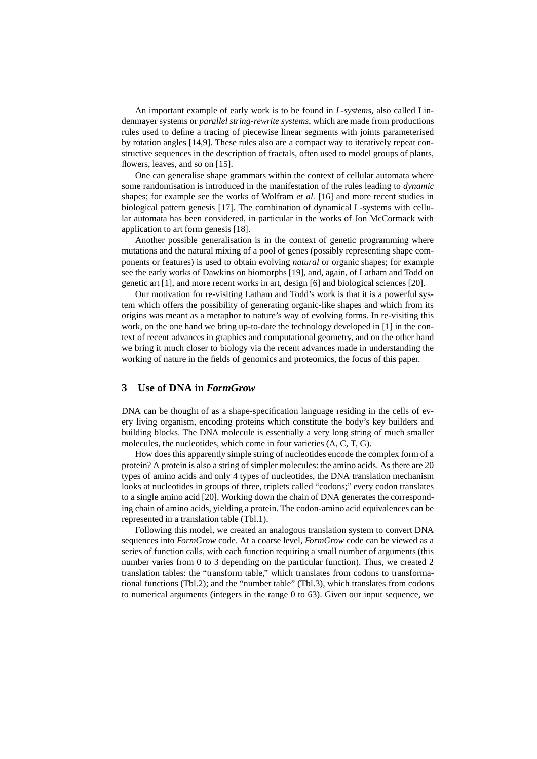An important example of early work is to be found in *L-systems*, also called Lindenmayer systems or *parallel string-rewrite systems*, which are made from productions rules used to define a tracing of piecewise linear segments with joints parameterised by rotation angles [14,9]. These rules also are a compact way to iteratively repeat constructive sequences in the description of fractals, often used to model groups of plants, flowers, leaves, and so on [15].

One can generalise shape grammars within the context of cellular automata where some randomisation is introduced in the manifestation of the rules leading to *dynamic* shapes; for example see the works of Wolfram *et al.* [16] and more recent studies in biological pattern genesis [17]. The combination of dynamical L-systems with cellular automata has been considered, in particular in the works of Jon McCormack with application to art form genesis [18].

Another possible generalisation is in the context of genetic programming where mutations and the natural mixing of a pool of genes (possibly representing shape components or features) is used to obtain evolving *natural* or organic shapes; for example see the early works of Dawkins on biomorphs [19], and, again, of Latham and Todd on genetic art [1], and more recent works in art, design [6] and biological sciences [20].

Our motivation for re-visiting Latham and Todd's work is that it is a powerful system which offers the possibility of generating organic-like shapes and which from its origins was meant as a metaphor to nature's way of evolving forms. In re-visiting this work, on the one hand we bring up-to-date the technology developed in [1] in the context of recent advances in graphics and computational geometry, and on the other hand we bring it much closer to biology via the recent advances made in understanding the working of nature in the fields of genomics and proteomics, the focus of this paper.

## 3 Use of DNA in *FormGrow*

DNA can be thought of as a shape-specification language residing in the cells of every living organism, encoding proteins which constitute the body's key builders and building blocks. The DNA molecule is essentially a very long string of much smaller molecules, the nucleotides, which come in four varieties (A, C, T, G).

How does this apparently simple string of nucleotides encode the complex form of a protein? A protein is also a string of simpler molecules: the amino acids. As there are 20 types of amino acids and only 4 types of nucleotides, the DNA translation mechanism looks at nucleotides in groups of three, triplets called "codons;" every codon translates to a single amino acid [20]. Working down the chain of DNA generates the corresponding chain of amino acids, yielding a protein. The codon-amino acid equivalences can be represented in a translation table (Tbl.1).

Following this model, we created an analogous translation system to convert DNA sequences into *FormGrow* code. At a coarse level, *FormGrow* code can be viewed as a series of function calls, with each function requiring a small number of arguments (this number varies from 0 to 3 depending on the particular function). Thus, we created 2 translation tables: the "transform table," which translates from codons to transformational functions (Tbl.2); and the "number table" (Tbl.3), which translates from codons to numerical arguments (integers in the range 0 to 63). Given our input sequence, we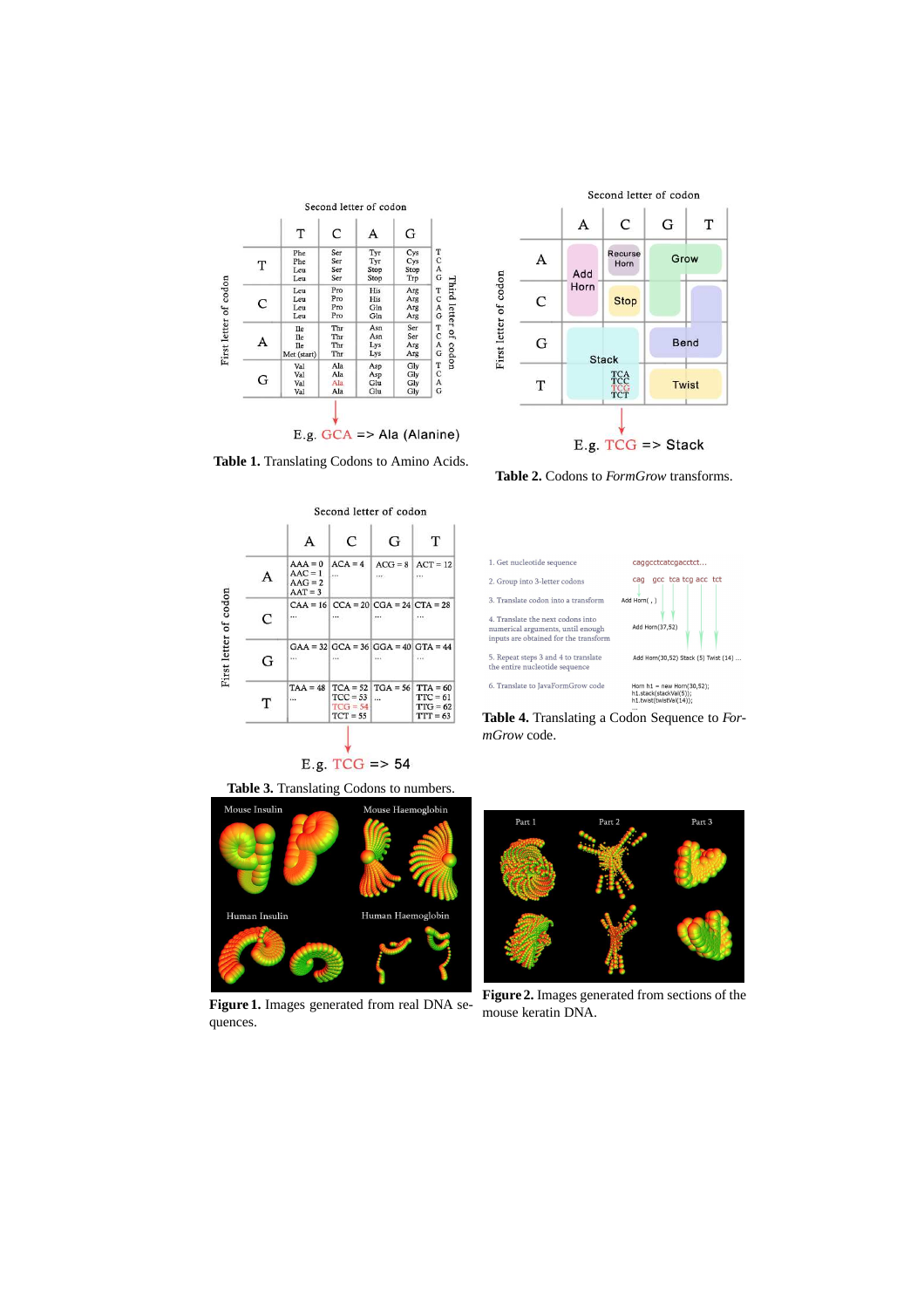**Table 1.** Translating Codons to Amino Acids.

| First letter \ Second letter | T | C | A | G | Third letter |
|---|---|---|---|---|---|
| T | Phe | Ser | Tyr | Cys | T |
| | Phe | Ser | Tyr | Cys | C |
| | Leu | Ser | Stop | Stop | A |
| | Leu | Ser | Stop | Trp | G |
| C | Leu | Pro | His | Arg | T |
| | Leu | Pro | His | Arg | C |
| | Leu | Pro | Gln | Arg | A |
| | Leu | Pro | Gln | Arg | G |
| A | Ile | Thr | Asn | Ser | T |
| | Ile | Thr | Asn | Ser | C |
| | Ile | Thr | Lys | Arg | A |
| | Met (start) | Thr | Lys | Arg | G |
| G | Val | Ala | Asp | Gly | T |
| | Val | Ala | Asp | Gly | C |
| | Val | Ala | Glu | Gly | A |
| | Val | Ala | Glu | Gly | G |

E.g. GCA => Ala (Alanine)

**Table 2.** Codons to *FormGrow* transforms.

| First letter \ Second letter | A | C | G | T |
|---|---|---|---|---|
| A | Add | Recurse Horn | Grow | Grow |
| C | Add Horn | Stop | Grow | Bend |
| G | Stack | Stack | Bend | Bend |
| T | Stack | Stack (TCA, TCC, TCG, TCT) | Twist | Twist |

E.g. TCG => Stack

**Table 3.** Translating Codons to numbers.

| First letter \ Second letter | A | C | G | T |
|---|---|---|---|---|
| A | AAA = 0, AAC = 1, AAG = 2, AAT = 3 | ACA = 4 ... | ACG = 8 ... | ACT = 12 ... |
| C | CAA = 16 ... | CCA = 20 ... | CGA = 24 ... | CTA = 28 ... |
| G | GAA = 32 ... | GCA = 36 ... | GGA = 40 ... | GTA = 44 ... |
| T | TAA = 48 ... | TCA = 52, TCC = 53, TCG = 54, TCT = 55 | TGA = 56 ... | TTA = 60, TTC = 61, TTG = 62, TTT = 63 |

E.g. TCG => 54

**Table 4.** Translating a Codon Sequence to *FormGrow* code.

| Step | Example |
|---|---|
| 1. Get nucleotide sequence | caggcctcatcgacctct... |
| 2. Group into 3-letter codons | cag gcc tca tcg acc tct |
| 3. Translate codon into a transform | Add Horn( , ) |
| 4. Translate the next codons into numerical arguments, until enough inputs are obtained for the transform | Add Horn(37,52) |
| 5. Repeat steps 3 and 4 to translate the entire nucleotide sequence | Add Horn(30,52) Stack (5) Twist (14) ... |
| 6. Translate to JavaFormGrow code | Horn h1 = new Horn(30,52); h1.stack(stackVal(5)); h1.twist(twistVal(14)); ... |

**Figure 1.** Images generated from real DNA sequences.

**Figure 2.** Images generated from sections of the mouse keratin DNA.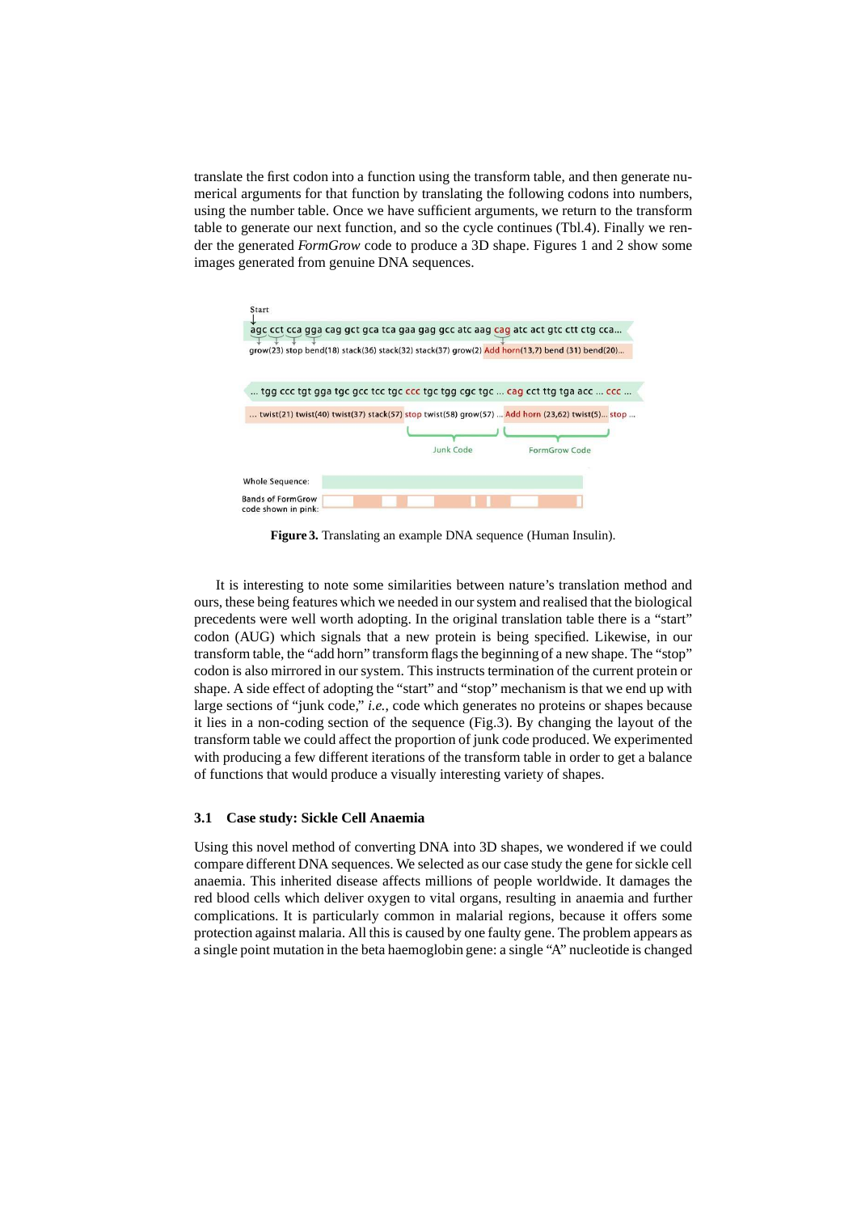translate the first codon into a function using the transform table, and then generate numerical arguments for that function by translating the following codons into numbers, using the number table. Once we have sufficient arguments, we return to the transform table to generate our next function, and so the cycle continues (Tbl.4). Finally we render the generated *FormGrow* code to produce a 3D shape. Figures 1 and 2 show some images generated from genuine DNA sequences.

**Figure 3.** Translating an example DNA sequence (Human Insulin).

It is interesting to note some similarities between nature's translation method and ours, these being features which we needed in our system and realised that the biological precedents were well worth adopting. In the original translation table there is a "start" codon (AUG) which signals that a new protein is being specified. Likewise, in our transform table, the "add horn" transform flags the beginning of a new shape. The "stop" codon is also mirrored in our system. This instructs termination of the current protein or shape. A side effect of adopting the "start" and "stop" mechanism is that we end up with large sections of "junk code," *i.e.*, code which generates no proteins or shapes because it lies in a non-coding section of the sequence (Fig.3). By changing the layout of the transform table we could affect the proportion of junk code produced. We experimented with producing a few different iterations of the transform table in order to get a balance of functions that would produce a visually interesting variety of shapes.

### 3.1 Case study: Sickle Cell Anaemia

Using this novel method of converting DNA into 3D shapes, we wondered if we could compare different DNA sequences. We selected as our case study the gene for sickle cell anaemia. This inherited disease affects millions of people worldwide. It damages the red blood cells which deliver oxygen to vital organs, resulting in anaemia and further complications. It is particularly common in malarial regions, because it offers some protection against malaria. All this is caused by one faulty gene. The problem appears as a single point mutation in the beta haemoglobin gene: a single "A" nucleotide is changed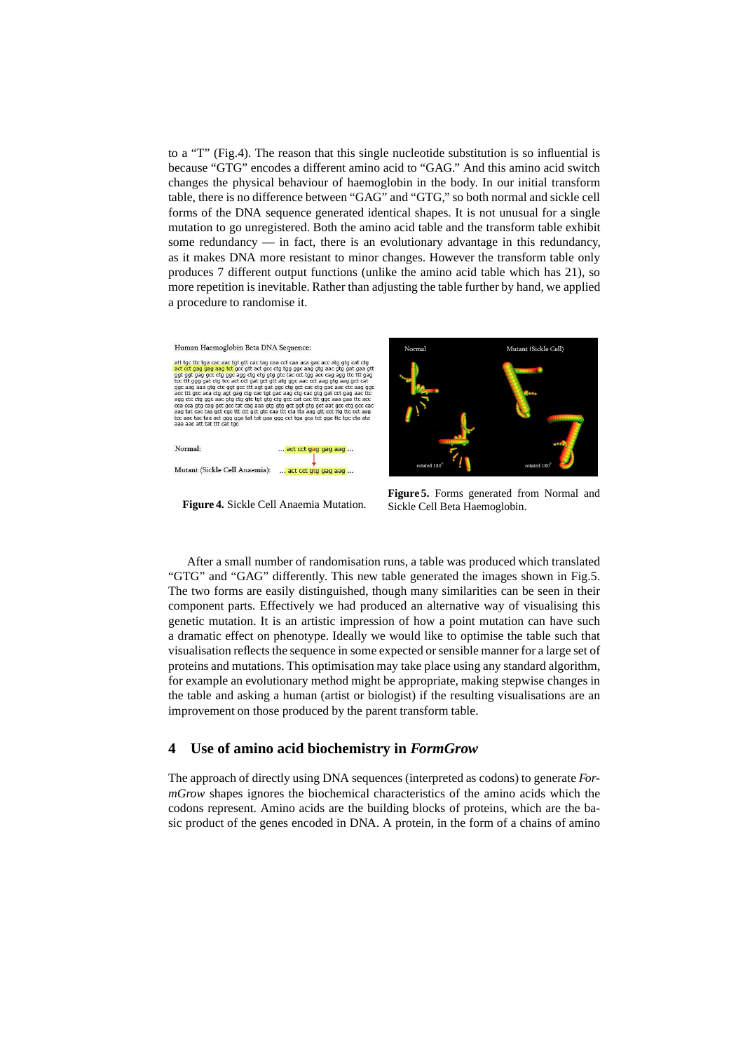to a "T" (Fig.4). The reason that this single nucleotide substitution is so influential is because "GTG" encodes a different amino acid to "GAG." And this amino acid switch changes the physical behaviour of haemoglobin in the body. In our initial transform table, there is no difference between "GAG" and "GTG," so both normal and sickle cell forms of the DNA sequence generated identical shapes. It is not unusual for a single mutation to go unregistered. Both the amino acid table and the transform table exhibit some redundancy — in fact, there is an evolutionary advantage in this redundancy, as it makes DNA more resistant to minor changes. However the transform table only produces 7 different output functions (unlike the amino acid table which has 21), so more repetition is inevitable. Rather than adjusting the table further by hand, we applied a procedure to randomise it.

**Figure 4.** Sickle Cell Anaemia Mutation.

**Figure 5.** Forms generated from Normal and Sickle Cell Beta Haemoglobin.

After a small number of randomisation runs, a table was produced which translated "GTG" and "GAG" differently. This new table generated the images shown in Fig.5. The two forms are easily distinguished, though many similarities can be seen in their component parts. Effectively we had produced an alternative way of visualising this genetic mutation. It is an artistic impression of how a point mutation can have such a dramatic effect on phenotype. Ideally we would like to optimise the table such that visualisation reflects the sequence in some expected or sensible manner for a large set of proteins and mutations. This optimisation may take place using any standard algorithm, for example an evolutionary method might be appropriate, making stepwise changes in the table and asking a human (artist or biologist) if the resulting visualisations are an improvement on those produced by the parent transform table.

## 4 Use of amino acid biochemistry in *FormGrow*

The approach of directly using DNA sequences (interpreted as codons) to generate *FormGrow* shapes ignores the biochemical characteristics of the amino acids which the codons represent. Amino acids are the building blocks of proteins, which are the basic product of the genes encoded in DNA. A protein, in the form of a chains of amino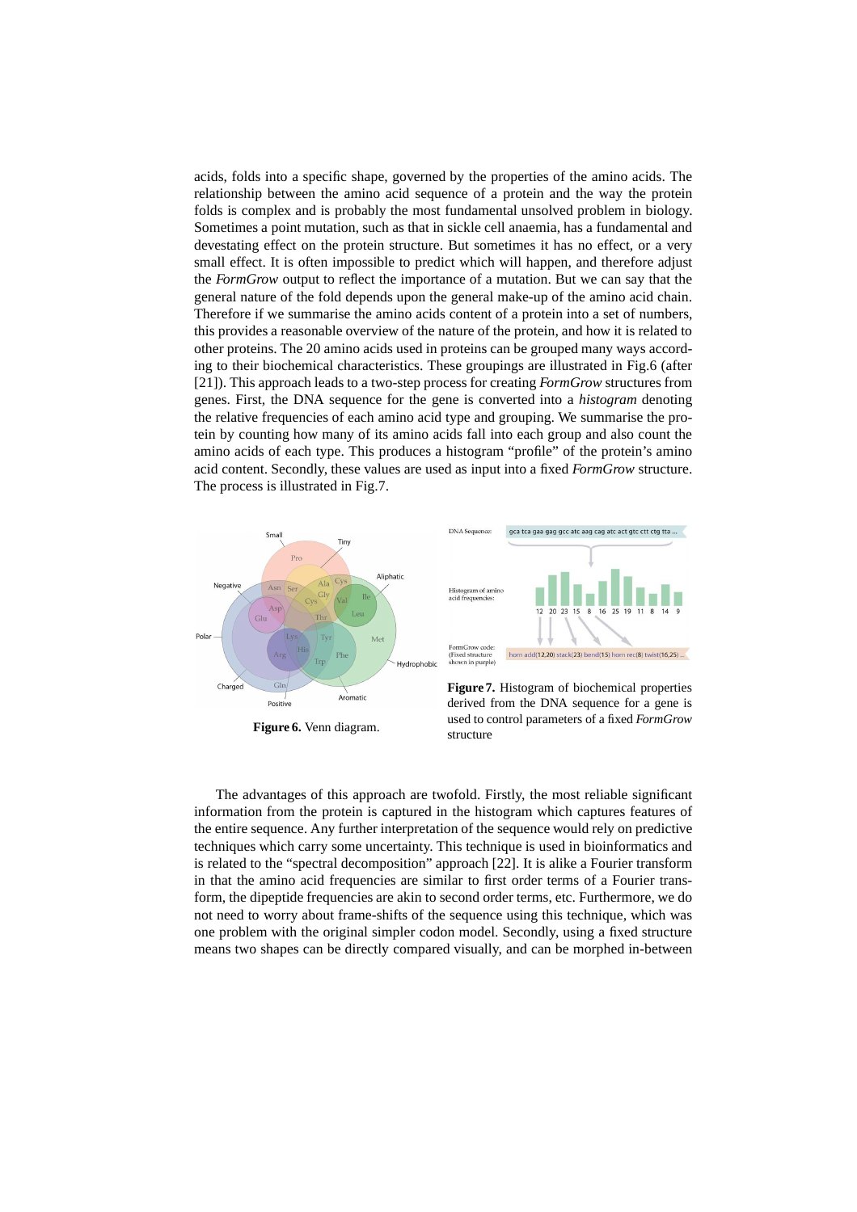acids, folds into a specific shape, governed by the properties of the amino acids. The relationship between the amino acid sequence of a protein and the way the protein folds is complex and is probably the most fundamental unsolved problem in biology. Sometimes a point mutation, such as that in sickle cell anaemia, has a fundamental and devestating effect on the protein structure. But sometimes it has no effect, or a very small effect. It is often impossible to predict which will happen, and therefore adjust the *FormGrow* output to reflect the importance of a mutation. But we can say that the general nature of the fold depends upon the general make-up of the amino acid chain. Therefore if we summarise the amino acids content of a protein into a set of numbers, this provides a reasonable overview of the nature of the protein, and how it is related to other proteins. The 20 amino acids used in proteins can be grouped many ways according to their biochemical characteristics. These groupings are illustrated in Fig.6 (after [21]). This approach leads to a two-step process for creating *FormGrow* structures from genes. First, the DNA sequence for the gene is converted into a *histogram* denoting the relative frequencies of each amino acid type and grouping. We summarise the protein by counting how many of its amino acids fall into each group and also count the amino acids of each type. This produces a histogram "profile" of the protein's amino acid content. Secondly, these values are used as input into a fixed *FormGrow* structure. The process is illustrated in Fig.7.

**Figure 6.** Venn diagram.

**Figure 7.** Histogram of biochemical properties derived from the DNA sequence for a gene is used to control parameters of a fixed *FormGrow* structure

The advantages of this approach are twofold. Firstly, the most reliable significant information from the protein is captured in the histogram which captures features of the entire sequence. Any further interpretation of the sequence would rely on predictive techniques which carry some uncertainty. This technique is used in bioinformatics and is related to the "spectral decomposition" approach [22]. It is alike a Fourier transform in that the amino acid frequencies are similar to first order terms of a Fourier transform, the dipeptide frequencies are akin to second order terms, etc. Furthermore, we do not need to worry about frame-shifts of the sequence using this technique, which was one problem with the original simpler codon model. Secondly, using a fixed structure means two shapes can be directly compared visually, and can be morphed in-between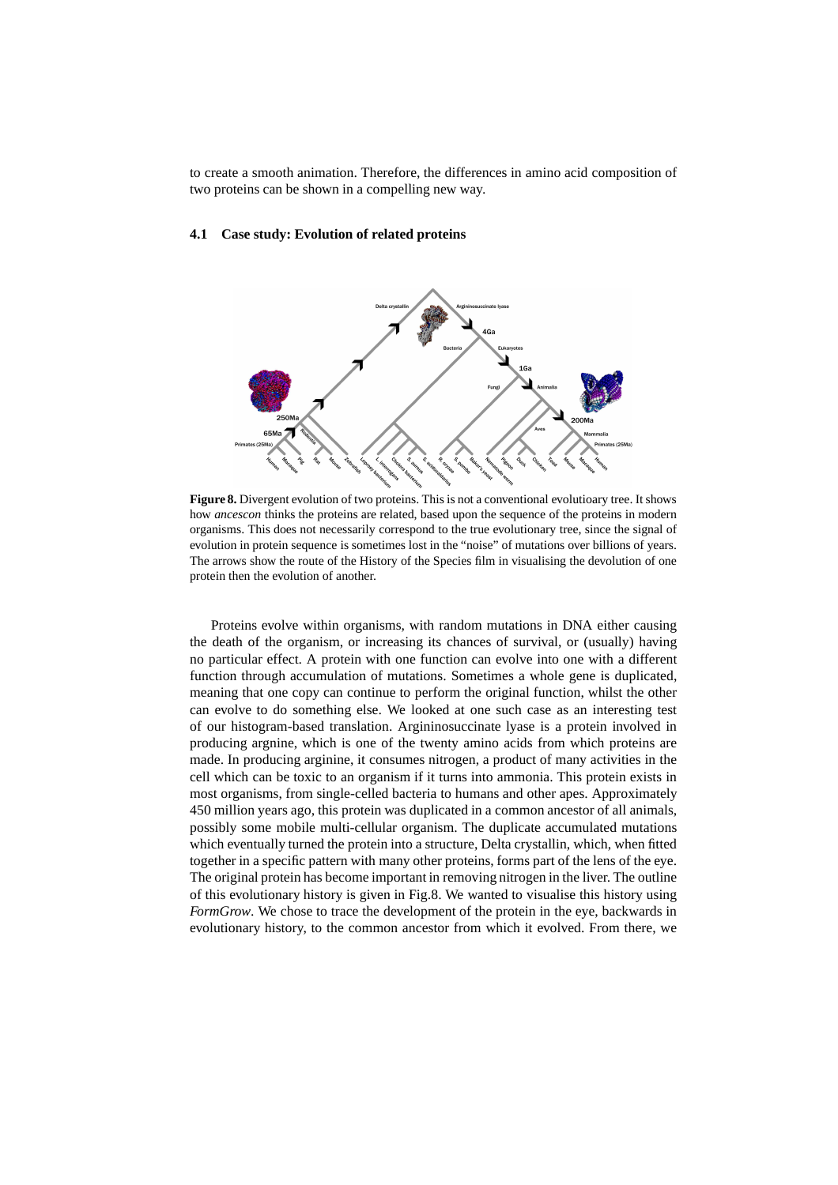to create a smooth animation. Therefore, the differences in amino acid composition of two proteins can be shown in a compelling new way.

### 4.1 Case study: Evolution of related proteins

**Figure 8.** Divergent evolution of two proteins. This is not a conventional evolutioary tree. It shows how *ancescon* thinks the proteins are related, based upon the sequence of the proteins in modern organisms. This does not necessarily correspond to the true evolutionary tree, since the signal of evolution in protein sequence is sometimes lost in the "noise" of mutations over billions of years. The arrows show the route of the History of the Species film in visualising the devolution of one protein then the evolution of another.

Proteins evolve within organisms, with random mutations in DNA either causing the death of the organism, or increasing its chances of survival, or (usually) having no particular effect. A protein with one function can evolve into one with a different function through accumulation of mutations. Sometimes a whole gene is duplicated, meaning that one copy can continue to perform the original function, whilst the other can evolve to do something else. We looked at one such case as an interesting test of our histogram-based translation. Argininosuccinate lyase is a protein involved in producing argnine, which is one of the twenty amino acids from which proteins are made. In producing arginine, it consumes nitrogen, a product of many activities in the cell which can be toxic to an organism if it turns into ammonia. This protein exists in most organisms, from single-celled bacteria to humans and other apes. Approximately 450 million years ago, this protein was duplicated in a common ancestor of all animals, possibly some mobile multi-cellular organism. The duplicate accumulated mutations which eventually turned the protein into a structure, Delta crystallin, which, when fitted together in a specific pattern with many other proteins, forms part of the lens of the eye. The original protein has become important in removing nitrogen in the liver. The outline of this evolutionary history is given in Fig.8. We wanted to visualise this history using *FormGrow*. We chose to trace the development of the protein in the eye, backwards in evolutionary history, to the common ancestor from which it evolved. From there, we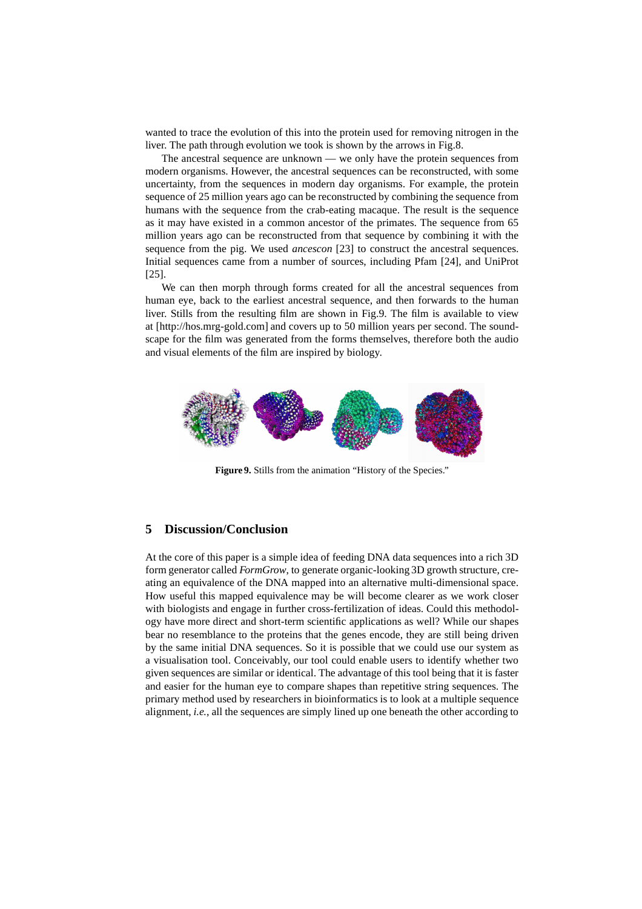wanted to trace the evolution of this into the protein used for removing nitrogen in the liver. The path through evolution we took is shown by the arrows in Fig.8.

The ancestral sequence are unknown — we only have the protein sequences from modern organisms. However, the ancestral sequences can be reconstructed, with some uncertainty, from the sequences in modern day organisms. For example, the protein sequence of 25 million years ago can be reconstructed by combining the sequence from humans with the sequence from the crab-eating macaque. The result is the sequence as it may have existed in a common ancestor of the primates. The sequence from 65 million years ago can be reconstructed from that sequence by combining it with the sequence from the pig. We used *ancescon* [23] to construct the ancestral sequences. Initial sequences came from a number of sources, including Pfam [24], and UniProt [25].

We can then morph through forms created for all the ancestral sequences from human eye, back to the earliest ancestral sequence, and then forwards to the human liver. Stills from the resulting film are shown in Fig.9. The film is available to view at [http://hos.mrg-gold.com] and covers up to 50 million years per second. The soundscape for the film was generated from the forms themselves, therefore both the audio and visual elements of the film are inspired by biology.

**Figure 9.** Stills from the animation "History of the Species."

## 5 Discussion/Conclusion

At the core of this paper is a simple idea of feeding DNA data sequences into a rich 3D form generator called *FormGrow*, to generate organic-looking 3D growth structure, creating an equivalence of the DNA mapped into an alternative multi-dimensional space. How useful this mapped equivalence may be will become clearer as we work closer with biologists and engage in further cross-fertilization of ideas. Could this methodology have more direct and short-term scientific applications as well? While our shapes bear no resemblance to the proteins that the genes encode, they are still being driven by the same initial DNA sequences. So it is possible that we could use our system as a visualisation tool. Conceivably, our tool could enable users to identify whether two given sequences are similar or identical. The advantage of this tool being that it is faster and easier for the human eye to compare shapes than repetitive string sequences. The primary method used by researchers in bioinformatics is to look at a multiple sequence alignment, *i.e.*, all the sequences are simply lined up one beneath the other according to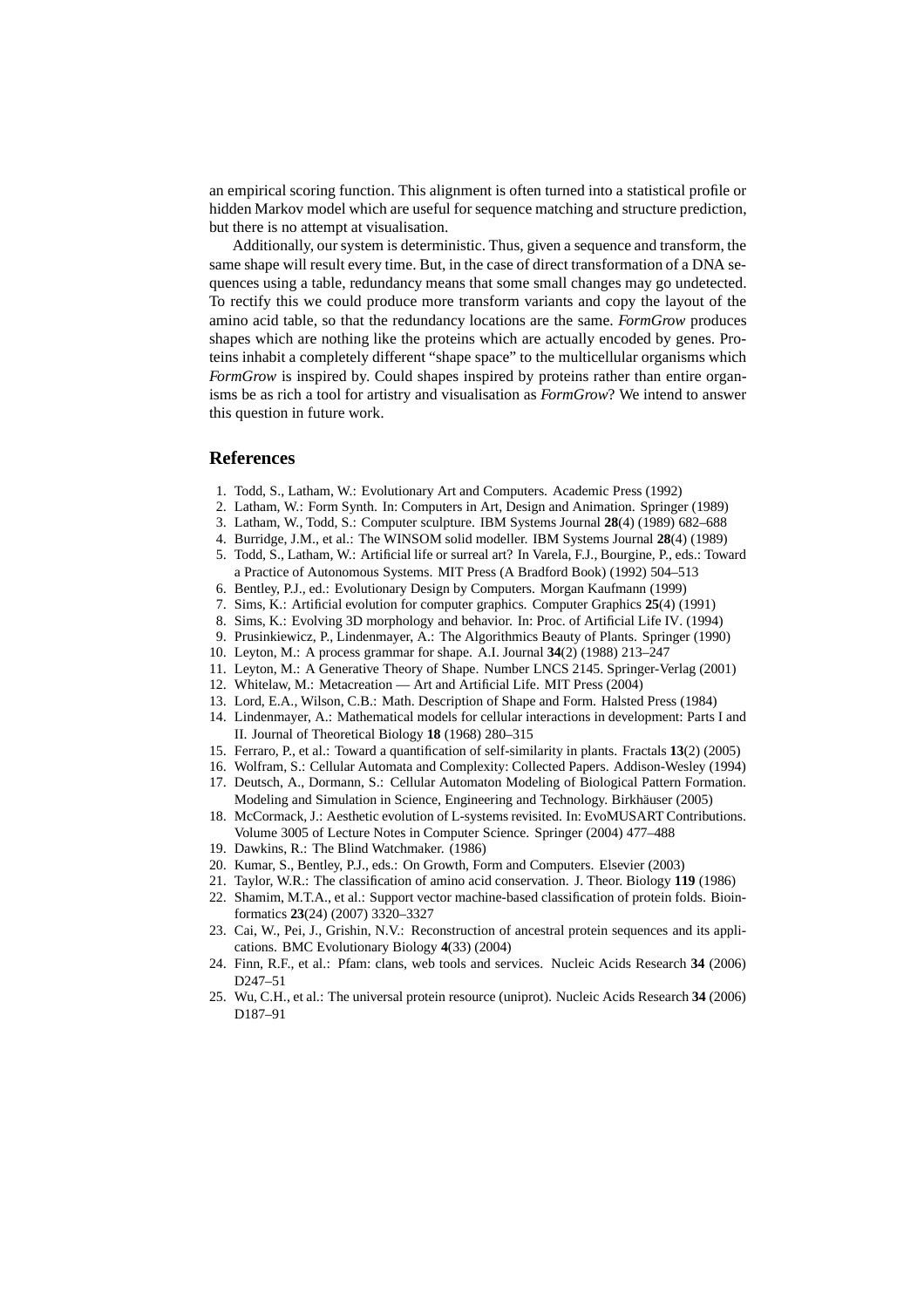an empirical scoring function. This alignment is often turned into a statistical profile or hidden Markov model which are useful for sequence matching and structure prediction, but there is no attempt at visualisation.

Additionally, our system is deterministic. Thus, given a sequence and transform, the same shape will result every time. But, in the case of direct transformation of a DNA sequences using a table, redundancy means that some small changes may go undetected. To rectify this we could produce more transform variants and copy the layout of the amino acid table, so that the redundancy locations are the same. *FormGrow* produces shapes which are nothing like the proteins which are actually encoded by genes. Proteins inhabit a completely different "shape space" to the multicellular organisms which *FormGrow* is inspired by. Could shapes inspired by proteins rather than entire organisms be as rich a tool for artistry and visualisation as *FormGrow*? We intend to answer this question in future work.

## References

1. Todd, S., Latham, W.: Evolutionary Art and Computers. Academic Press (1992)
2. Latham, W.: Form Synth. In: Computers in Art, Design and Animation. Springer (1989)
3. Latham, W., Todd, S.: Computer sculpture. IBM Systems Journal **28**(4) (1989) 682–688
4. Burridge, J.M., et al.: The WINSOM solid modeller. IBM Systems Journal **28**(4) (1989)
5. Todd, S., Latham, W.: Artificial life or surreal art? In Varela, F.J., Bourgine, P., eds.: Toward a Practice of Autonomous Systems. MIT Press (A Bradford Book) (1992) 504–513
6. Bentley, P.J., ed.: Evolutionary Design by Computers. Morgan Kaufmann (1999)
7. Sims, K.: Artificial evolution for computer graphics. Computer Graphics **25**(4) (1991)
8. Sims, K.: Evolving 3D morphology and behavior. In: Proc. of Artificial Life IV. (1994)
9. Prusinkiewicz, P., Lindenmayer, A.: The Algorithmics Beauty of Plants. Springer (1990)
10. Leyton, M.: A process grammar for shape. A.I. Journal **34**(2) (1988) 213–247
11. Leyton, M.: A Generative Theory of Shape. Number LNCS 2145. Springer-Verlag (2001)
12. Whitelaw, M.: Metacreation — Art and Artificial Life. MIT Press (2004)
13. Lord, E.A., Wilson, C.B.: Math. Description of Shape and Form. Halsted Press (1984)
14. Lindenmayer, A.: Mathematical models for cellular interactions in development: Parts I and II. Journal of Theoretical Biology **18** (1968) 280–315
15. Ferraro, P., et al.: Toward a quantification of self-similarity in plants. Fractals **13**(2) (2005)
16. Wolfram, S.: Cellular Automata and Complexity: Collected Papers. Addison-Wesley (1994)
17. Deutsch, A., Dormann, S.: Cellular Automaton Modeling of Biological Pattern Formation. Modeling and Simulation in Science, Engineering and Technology. Birkhäuser (2005)
18. McCormack, J.: Aesthetic evolution of L-systems revisited. In: EvoMUSART Contributions. Volume 3005 of Lecture Notes in Computer Science. Springer (2004) 477–488
19. Dawkins, R.: The Blind Watchmaker. (1986)
20. Kumar, S., Bentley, P.J., eds.: On Growth, Form and Computers. Elsevier (2003)
21. Taylor, W.R.: The classification of amino acid conservation. J. Theor. Biology **119** (1986)
22. Shamim, M.T.A., et al.: Support vector machine-based classification of protein folds. Bioinformatics **23**(24) (2007) 3320–3327
23. Cai, W., Pei, J., Grishin, N.V.: Reconstruction of ancestral protein sequences and its applications. BMC Evolutionary Biology **4**(33) (2004)
24. Finn, R.F., et al.: Pfam: clans, web tools and services. Nucleic Acids Research **34** (2006) D247–51
25. Wu, C.H., et al.: The universal protein resource (uniprot). Nucleic Acids Research **34** (2006) D187–91